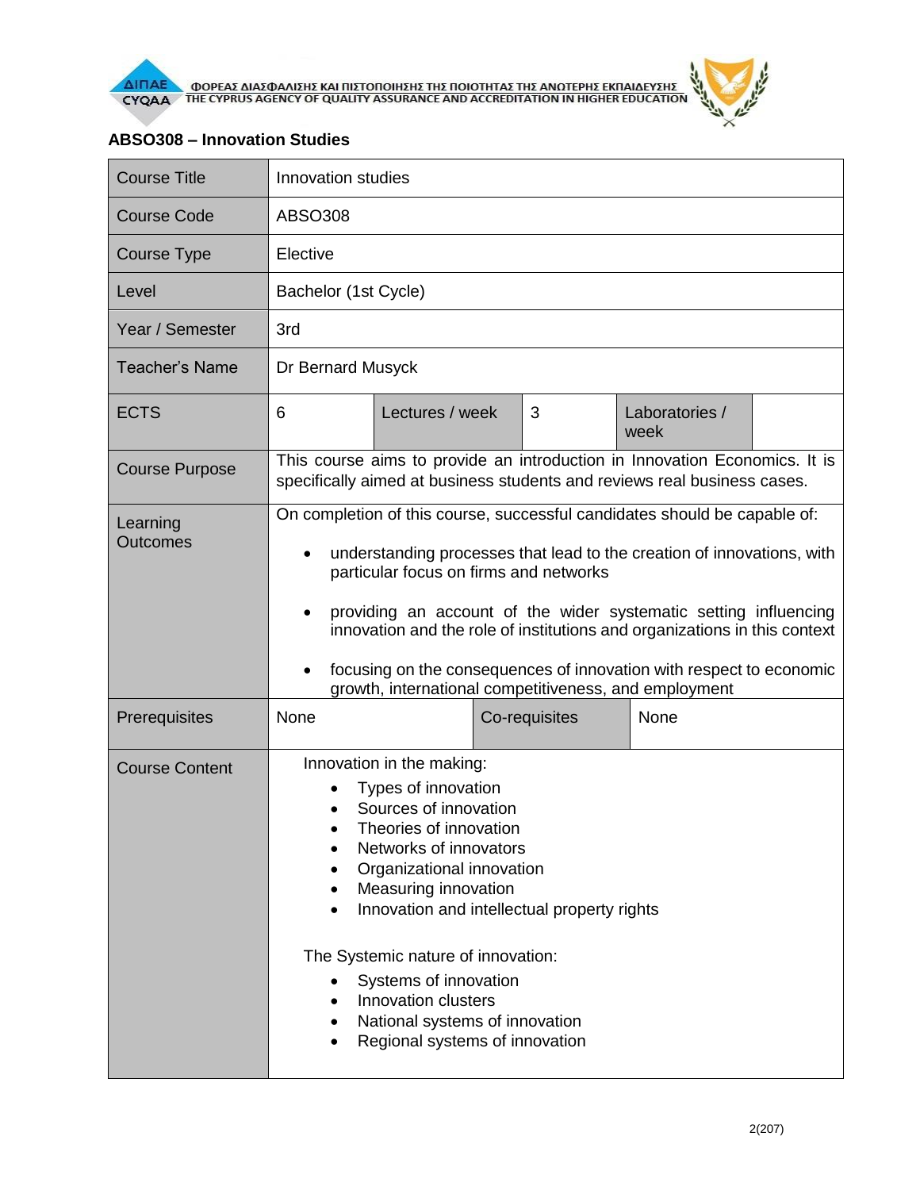ΦΟΡΕΑΣ ΔΙΑΣΦΑΛΙΣΗΣ ΚΑΙ ΠΙΣΤΟΠΟΙΗΣΗΣ ΤΗΣ ΠΟΙΟΤΗΤΑΣ ΤΗΣ ΑΝΩΤΕΡΗΣ ΕΚΠΑΙΔΕΥΣΗΣ
THE CYPRUS AGENCY OF QUALITY ASSURANCE AND ACCREDITATION IN HIGHER EDUCATION

**ABSO308 – Innovation Studies**

| Course Title | Innovation studies | | | | |
|---|---|---|---|---|---|
| Course Code | ABSO308 | | | | |
| Course Type | Elective | | | | |
| Level | Bachelor (1st Cycle) | | | | |
| Year / Semester | 3rd | | | | |
| Teacher's Name | Dr Bernard Musyck | | | | |
| ECTS | 6 | Lectures / week | 3 | Laboratories / week | |
| Course Purpose | This course aims to provide an introduction in Innovation Economics. It is specifically aimed at business students and reviews real business cases. | | | | |
| Learning Outcomes | On completion of this course, successful candidates should be capable of:<br>• understanding processes that lead to the creation of innovations, with particular focus on firms and networks<br>• providing an account of the wider systematic setting influencing innovation and the role of institutions and organizations in this context<br>• focusing on the consequences of innovation with respect to economic growth, international competitiveness, and employment | | | | |
| Prerequisites | None | Co-requisites | None | | |
| Course Content | Innovation in the making:<br>• Types of innovation<br>• Sources of innovation<br>• Theories of innovation<br>• Networks of innovators<br>• Organizational innovation<br>• Measuring innovation<br>• Innovation and intellectual property rights<br><br>The Systemic nature of innovation:<br>• Systems of innovation<br>• Innovation clusters<br>• National systems of innovation<br>• Regional systems of innovation | | | | |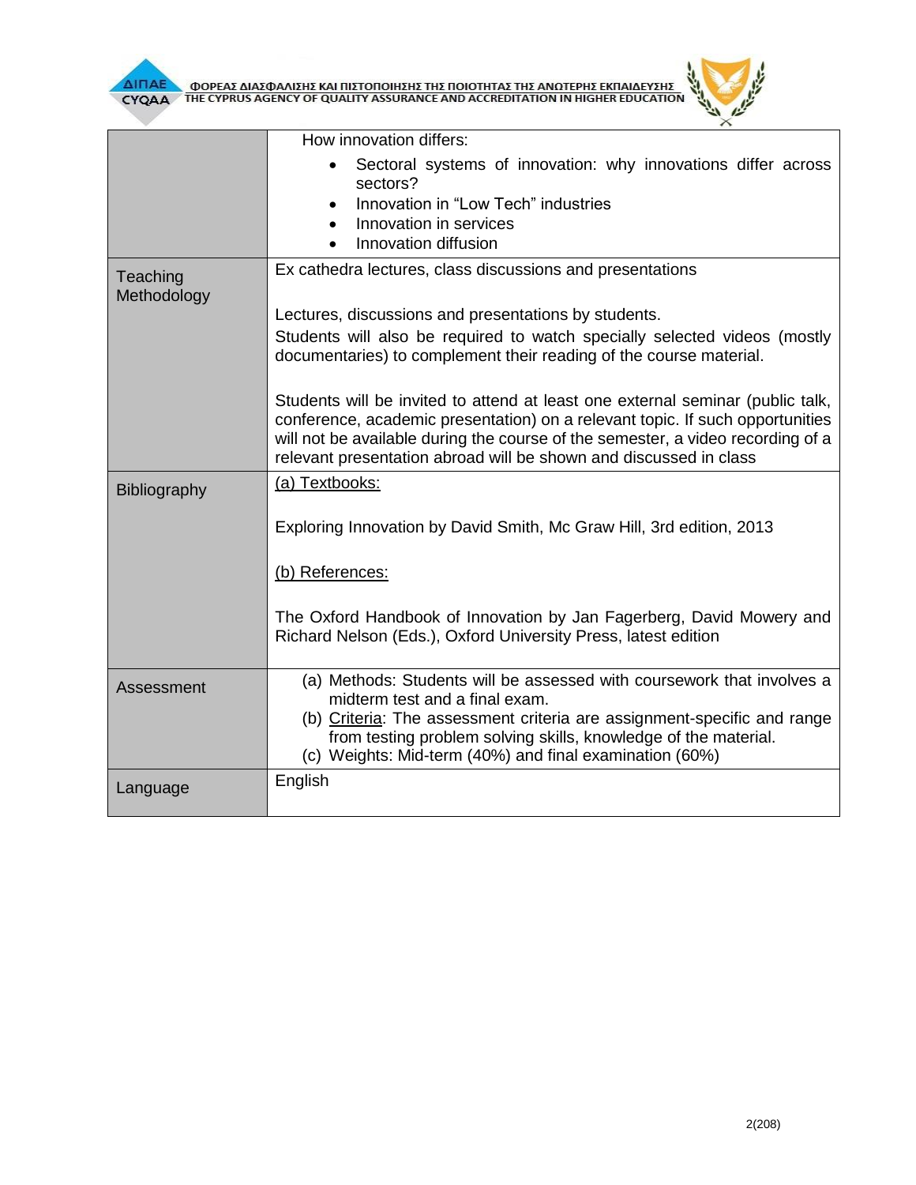| | |
|---|---|
| | How innovation differs:<br>• Sectoral systems of innovation: why innovations differ across sectors?<br>• Innovation in "Low Tech" industries<br>• Innovation in services<br>• Innovation diffusion |
| Teaching Methodology | Ex cathedra lectures, class discussions and presentations<br><br>Lectures, discussions and presentations by students.<br>Students will also be required to watch specially selected videos (mostly documentaries) to complement their reading of the course material.<br><br>Students will be invited to attend at least one external seminar (public talk, conference, academic presentation) on a relevant topic. If such opportunities will not be available during the course of the semester, a video recording of a relevant presentation abroad will be shown and discussed in class |
| Bibliography | <u>(a) Textbooks:</u><br><br>Exploring Innovation by David Smith, Mc Graw Hill, 3rd edition, 2013<br><br><u>(b) References:</u><br><br>The Oxford Handbook of Innovation by Jan Fagerberg, David Mowery and Richard Nelson (Eds.), Oxford University Press, latest edition |
| Assessment | (a) Methods: Students will be assessed with coursework that involves a midterm test and a final exam.<br>(b) <u>Criteria</u>: The assessment criteria are assignment-specific and range from testing problem solving skills, knowledge of the material.<br>(c) Weights: Mid-term (40%) and final examination (60%) |
| Language | English |